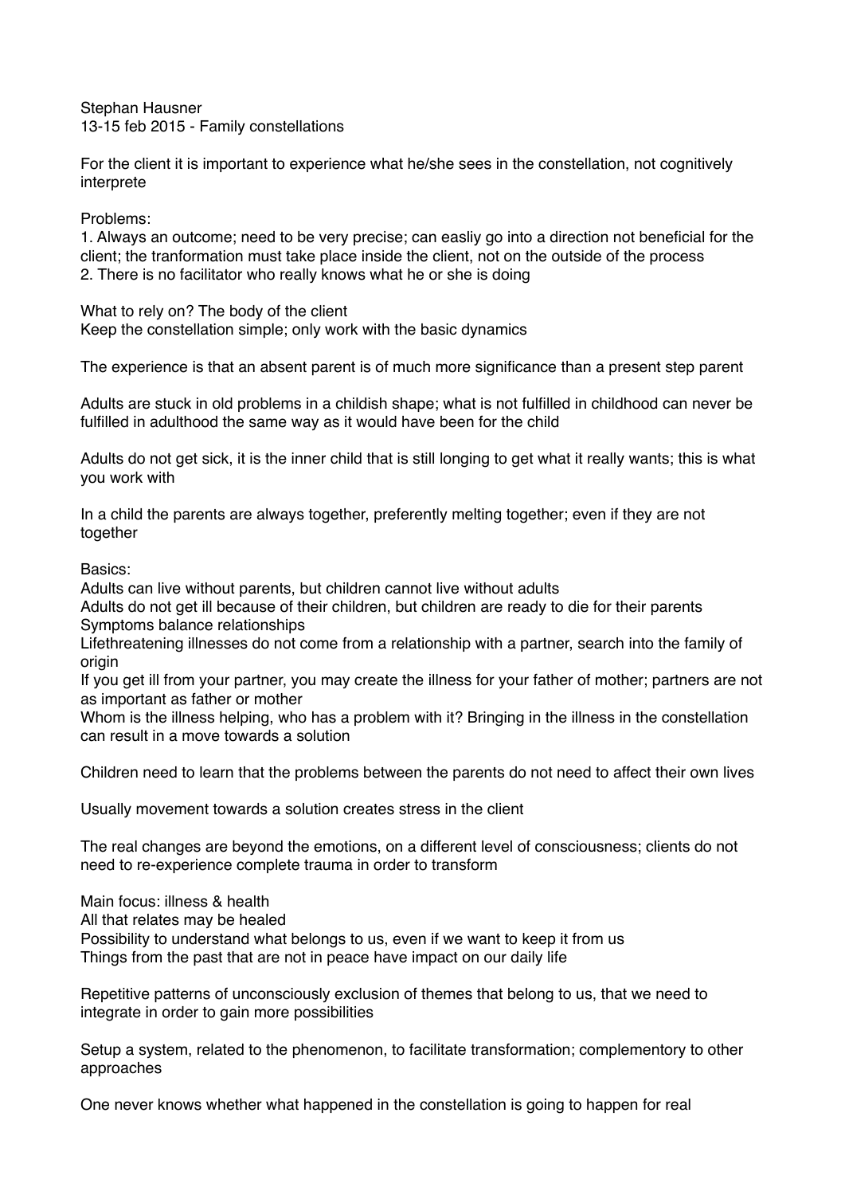Stephan Hausner
13-15 feb 2015 - Family constellations

For the client it is important to experience what he/she sees in the constellation, not cognitively interprete

Problems:
1. Always an outcome; need to be very precise; can easliy go into a direction not beneficial for the client; the tranformation must take place inside the client, not on the outside of the process
2. There is no facilitator who really knows what he or she is doing

What to rely on? The body of the client
Keep the constellation simple; only work with the basic dynamics

The experience is that an absent parent is of much more significance than a present step parent

Adults are stuck in old problems in a childish shape; what is not fulfilled in childhood can never be fulfilled in adulthood the same way as it would have been for the child

Adults do not get sick, it is the inner child that is still longing to get what it really wants; this is what you work with

In a child the parents are always together, preferently melting together; even if they are not together

Basics:
Adults can live without parents, but children cannot live without adults
Adults do not get ill because of their children, but children are ready to die for their parents
Symptoms balance relationships
Lifethreatening illnesses do not come from a relationship with a partner, search into the family of origin
If you get ill from your partner, you may create the illness for your father of mother; partners are not as important as father or mother
Whom is the illness helping, who has a problem with it? Bringing in the illness in the constellation can result in a move towards a solution

Children need to learn that the problems between the parents do not need to affect their own lives

Usually movement towards a solution creates stress in the client

The real changes are beyond the emotions, on a different level of consciousness; clients do not need to re-experience complete trauma in order to transform

Main focus: illness & health
All that relates may be healed
Possibility to understand what belongs to us, even if we want to keep it from us
Things from the past that are not in peace have impact on our daily life

Repetitive patterns of unconsciously exclusion of themes that belong to us, that we need to integrate in order to gain more possibilities

Setup a system, related to the phenomenon, to facilitate transformation; complementory to other approaches

One never knows whether what happened in the constellation is going to happen for real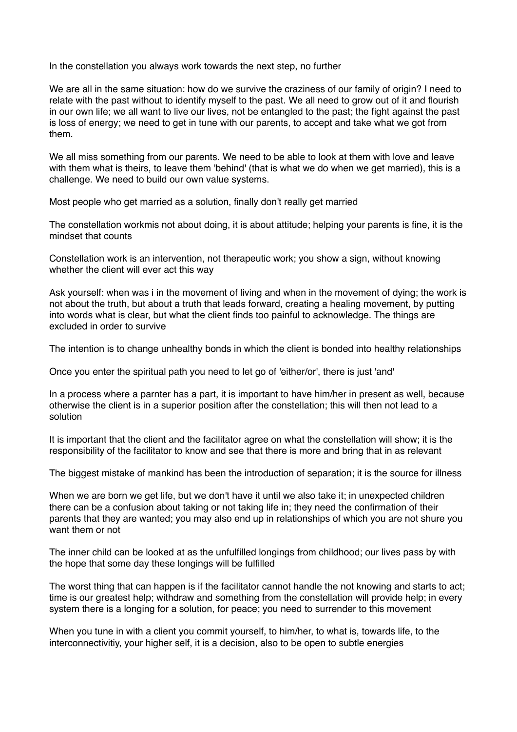In the constellation you always work towards the next step, no further

We are all in the same situation: how do we survive the craziness of our family of origin? I need to relate with the past without to identify myself to the past. We all need to grow out of it and flourish in our own life; we all want to live our lives, not be entangled to the past; the fight against the past is loss of energy; we need to get in tune with our parents, to accept and take what we got from them.

We all miss something from our parents. We need to be able to look at them with love and leave with them what is theirs, to leave them 'behind' (that is what we do when we get married), this is a challenge. We need to build our own value systems.

Most people who get married as a solution, finally don't really get married

The constellation workmis not about doing, it is about attitude; helping your parents is fine, it is the mindset that counts

Constellation work is an intervention, not therapeutic work; you show a sign, without knowing whether the client will ever act this way

Ask yourself: when was i in the movement of living and when in the movement of dying; the work is not about the truth, but about a truth that leads forward, creating a healing movement, by putting into words what is clear, but what the client finds too painful to acknowledge. The things are excluded in order to survive

The intention is to change unhealthy bonds in which the client is bonded into healthy relationships

Once you enter the spiritual path you need to let go of 'either/or', there is just 'and'

In a process where a parnter has a part, it is important to have him/her in present as well, because otherwise the client is in a superior position after the constellation; this will then not lead to a solution

It is important that the client and the facilitator agree on what the constellation will show; it is the responsibility of the facilitator to know and see that there is more and bring that in as relevant

The biggest mistake of mankind has been the introduction of separation; it is the source for illness

When we are born we get life, but we don't have it until we also take it; in unexpected children there can be a confusion about taking or not taking life in; they need the confirmation of their parents that they are wanted; you may also end up in relationships of which you are not shure you want them or not

The inner child can be looked at as the unfulfilled longings from childhood; our lives pass by with the hope that some day these longings will be fulfilled

The worst thing that can happen is if the facilitator cannot handle the not knowing and starts to act; time is our greatest help; withdraw and something from the constellation will provide help; in every system there is a longing for a solution, for peace; you need to surrender to this movement

When you tune in with a client you commit yourself, to him/her, to what is, towards life, to the interconnectivitiy, your higher self, it is a decision, also to be open to subtle energies